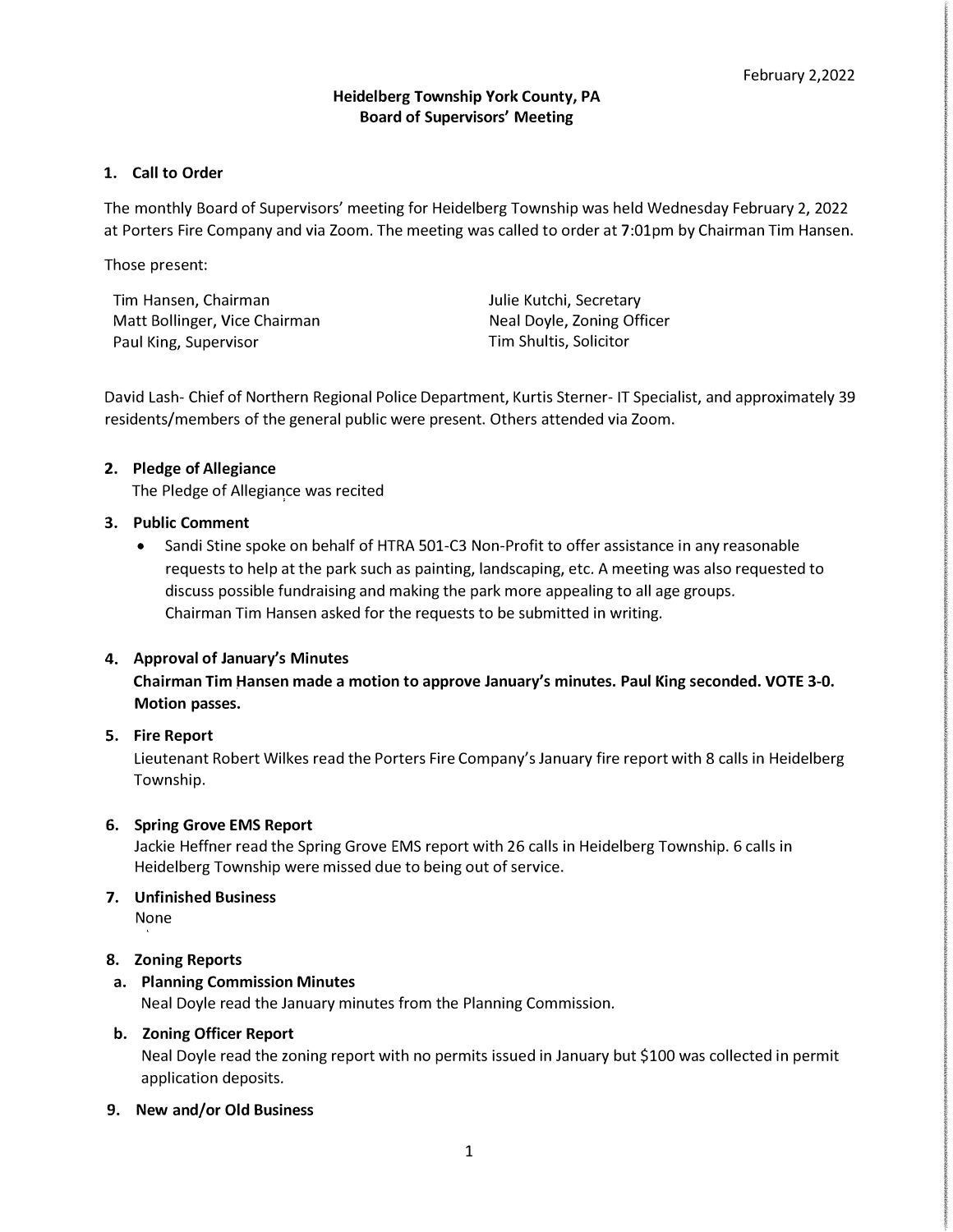February 2,2022

**Heidelberg Township York County, PA**
**Board of Supervisors' Meeting**

## 1. Call to Order

The monthly Board of Supervisors' meeting for Heidelberg Township was held Wednesday February 2, 2022 at Porters Fire Company and via Zoom. The meeting was called to order at 7:01pm by Chairman Tim Hansen.

Those present:

Tim Hansen, Chairman
Matt Bollinger, Vice Chairman
Paul King, Supervisor
Julie Kutchi, Secretary
Neal Doyle, Zoning Officer
Tim Shultis, Solicitor

David Lash- Chief of Northern Regional Police Department, Kurtis Sterner- IT Specialist, and approximately 39 residents/members of the general public were present. Others attended via Zoom.

## 2. Pledge of Allegiance

The Pledge of Allegiance was recited

## 3. Public Comment

- Sandi Stine spoke on behalf of HTRA 501-C3 Non-Profit to offer assistance in any reasonable requests to help at the park such as painting, landscaping, etc. A meeting was also requested to discuss possible fundraising and making the park more appealing to all age groups.
  Chairman Tim Hansen asked for the requests to be submitted in writing.

## 4. Approval of January's Minutes

**Chairman Tim Hansen made a motion to approve January's minutes. Paul King seconded. VOTE 3-0. Motion passes.**

## 5. Fire Report

Lieutenant Robert Wilkes read the Porters Fire Company's January fire report with 8 calls in Heidelberg Township.

## 6. Spring Grove EMS Report

Jackie Heffner read the Spring Grove EMS report with 26 calls in Heidelberg Township. 6 calls in Heidelberg Township were missed due to being out of service.

## 7. Unfinished Business

None

## 8. Zoning Reports

### a. Planning Commission Minutes

Neal Doyle read the January minutes from the Planning Commission.

### b. Zoning Officer Report

Neal Doyle read the zoning report with no permits issued in January but $100 was collected in permit application deposits.

## 9. New and/or Old Business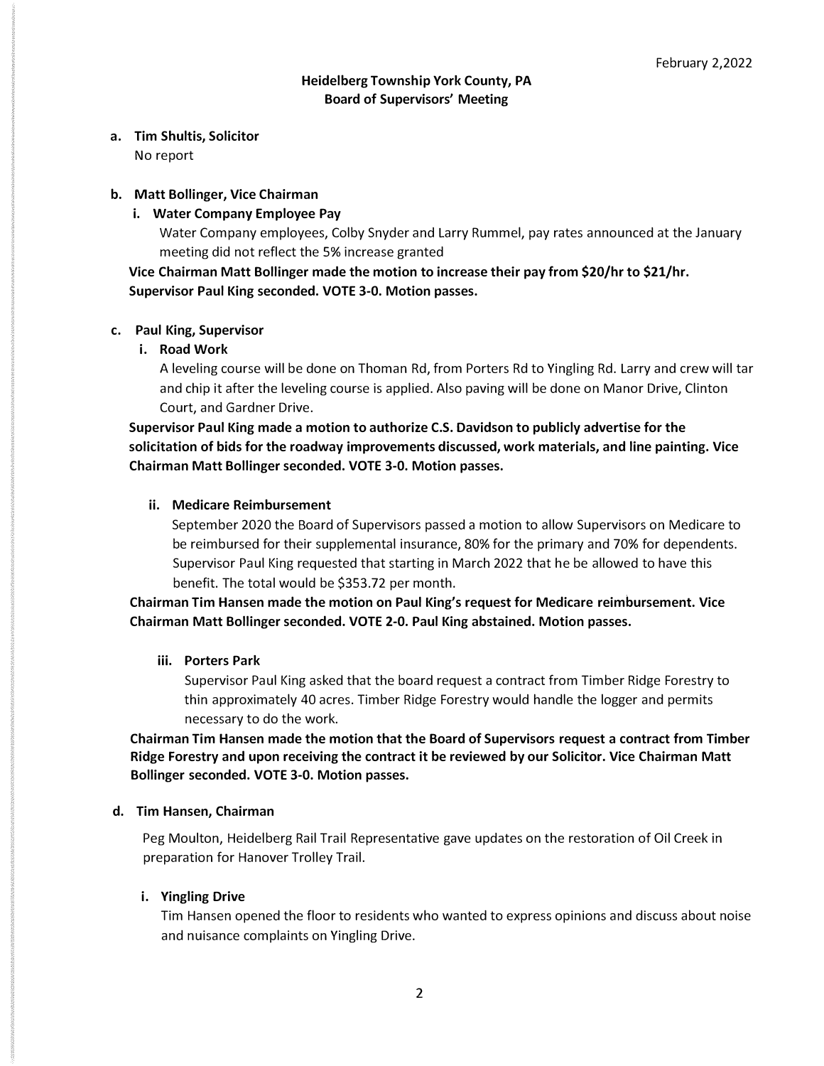February 2,2022

**Heidelberg Township York County, PA**
**Board of Supervisors' Meeting**

**a. Tim Shultis, Solicitor**

No report

**b. Matt Bollinger, Vice Chairman**

**i. Water Company Employee Pay**

Water Company employees, Colby Snyder and Larry Rummel, pay rates announced at the January meeting did not reflect the 5% increase granted

**Vice Chairman Matt Bollinger made the motion to increase their pay from $20/hr to $21/hr. Supervisor Paul King seconded. VOTE 3-0. Motion passes.**

**c. Paul King, Supervisor**

**i. Road Work**

A leveling course will be done on Thoman Rd, from Porters Rd to Yingling Rd. Larry and crew will tar and chip it after the leveling course is applied. Also paving will be done on Manor Drive, Clinton Court, and Gardner Drive.

**Supervisor Paul King made a motion to authorize C.S. Davidson to publicly advertise for the solicitation of bids for the roadway improvements discussed, work materials, and line painting. Vice Chairman Matt Bollinger seconded. VOTE 3-0. Motion passes.**

**ii. Medicare Reimbursement**

September 2020 the Board of Supervisors passed a motion to allow Supervisors on Medicare to be reimbursed for their supplemental insurance, 80% for the primary and 70% for dependents. Supervisor Paul King requested that starting in March 2022 that he be allowed to have this benefit. The total would be $353.72 per month.

**Chairman Tim Hansen made the motion on Paul King's request for Medicare reimbursement. Vice Chairman Matt Bollinger seconded. VOTE 2-0. Paul King abstained. Motion passes.**

**iii. Porters Park**

Supervisor Paul King asked that the board request a contract from Timber Ridge Forestry to thin approximately 40 acres. Timber Ridge Forestry would handle the logger and permits necessary to do the work.

**Chairman Tim Hansen made the motion that the Board of Supervisors request a contract from Timber Ridge Forestry and upon receiving the contract it be reviewed by our Solicitor. Vice Chairman Matt Bollinger seconded. VOTE 3-0. Motion passes.**

**d. Tim Hansen, Chairman**

Peg Moulton, Heidelberg Rail Trail Representative gave updates on the restoration of Oil Creek in preparation for Hanover Trolley Trail.

**i. Yingling Drive**

Tim Hansen opened the floor to residents who wanted to express opinions and discuss about noise and nuisance complaints on Yingling Drive.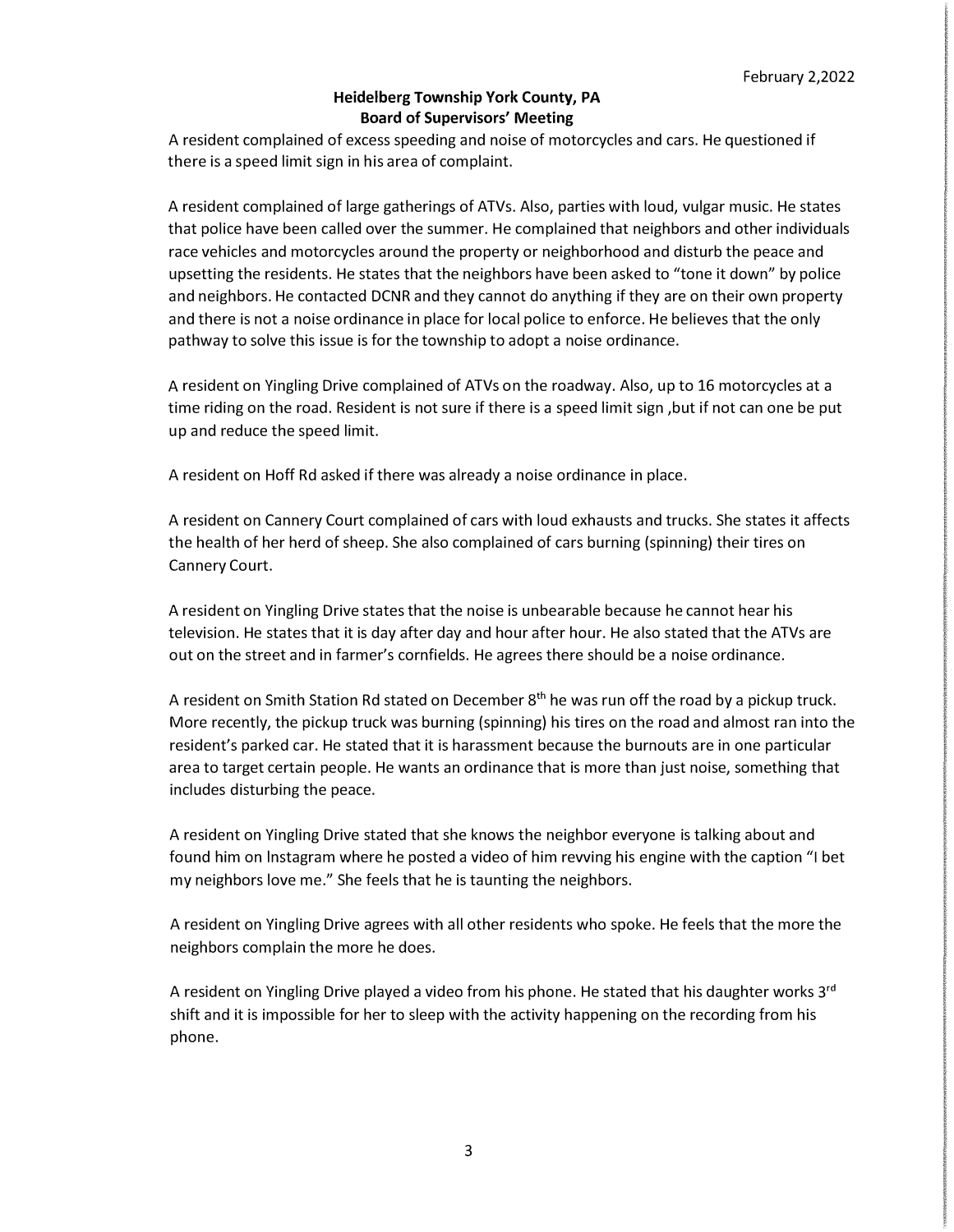February 2,2022

**Heidelberg Township York County, PA**
**Board of Supervisors' Meeting**

A resident complained of excess speeding and noise of motorcycles and cars. He questioned if there is a speed limit sign in his area of complaint.

A resident complained of large gatherings of ATVs. Also, parties with loud, vulgar music. He states that police have been called over the summer. He complained that neighbors and other individuals race vehicles and motorcycles around the property or neighborhood and disturb the peace and upsetting the residents. He states that the neighbors have been asked to "tone it down" by police and neighbors. He contacted DCNR and they cannot do anything if they are on their own property and there is not a noise ordinance in place for local police to enforce. He believes that the only pathway to solve this issue is for the township to adopt a noise ordinance.

A resident on Yingling Drive complained of ATVs on the roadway. Also, up to 16 motorcycles at a time riding on the road. Resident is not sure if there is a speed limit sign ,but if not can one be put up and reduce the speed limit.

A resident on Hoff Rd asked if there was already a noise ordinance in place.

A resident on Cannery Court complained of cars with loud exhausts and trucks. She states it affects the health of her herd of sheep. She also complained of cars burning (spinning) their tires on Cannery Court.

A resident on Yingling Drive states that the noise is unbearable because he cannot hear his television. He states that it is day after day and hour after hour. He also stated that the ATVs are out on the street and in farmer's cornfields. He agrees there should be a noise ordinance.

A resident on Smith Station Rd stated on December 8th he was run off the road by a pickup truck. More recently, the pickup truck was burning (spinning) his tires on the road and almost ran into the resident's parked car. He stated that it is harassment because the burnouts are in one particular area to target certain people. He wants an ordinance that is more than just noise, something that includes disturbing the peace.

A resident on Yingling Drive stated that she knows the neighbor everyone is talking about and found him on Instagram where he posted a video of him revving his engine with the caption "I bet my neighbors love me." She feels that he is taunting the neighbors.

A resident on Yingling Drive agrees with all other residents who spoke. He feels that the more the neighbors complain the more he does.

A resident on Yingling Drive played a video from his phone. He stated that his daughter works 3rd shift and it is impossible for her to sleep with the activity happening on the recording from his phone.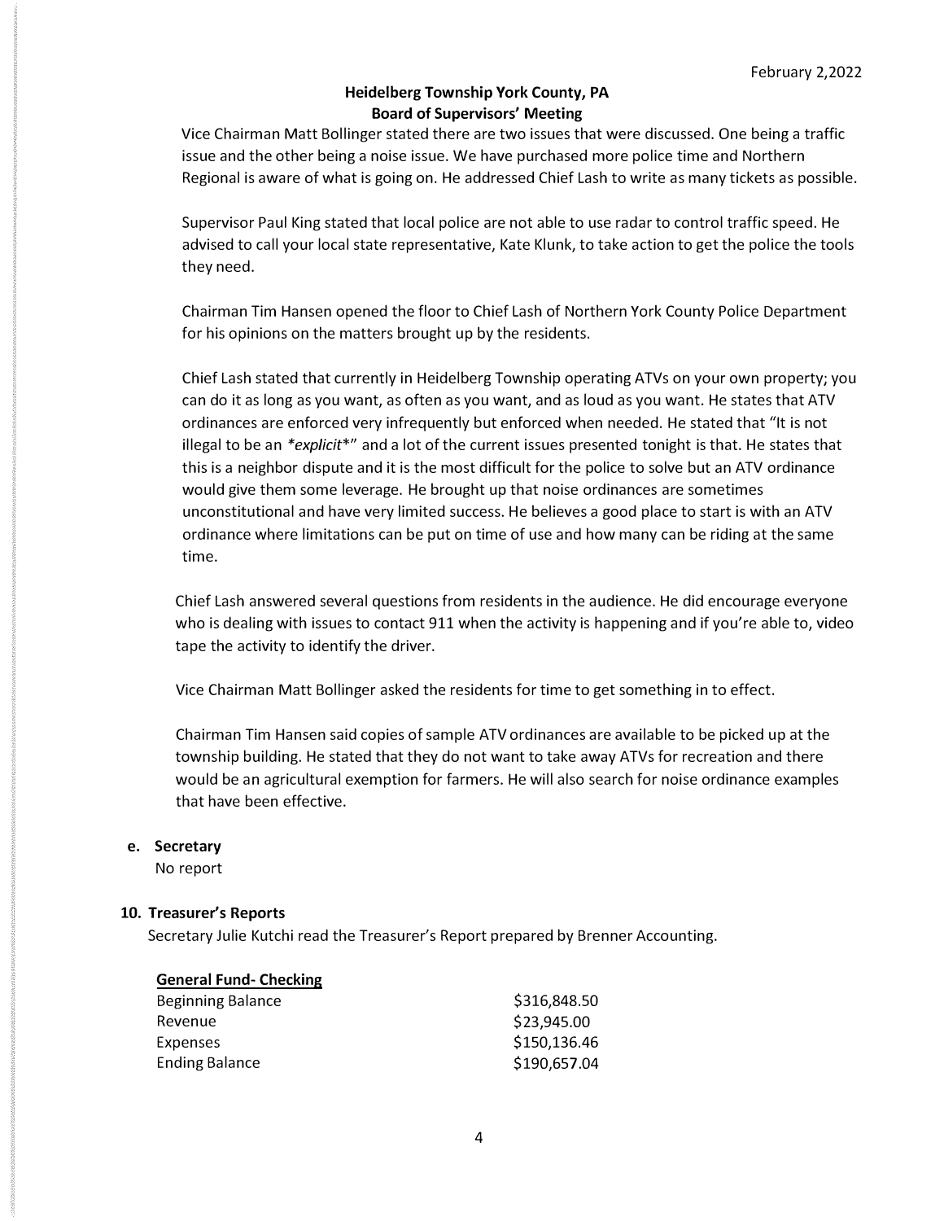Vice Chairman Matt Bollinger stated there are two issues that were discussed. One being a traffic issue and the other being a noise issue. We have purchased more police time and Northern Regional is aware of what is going on. He addressed Chief Lash to write as many tickets as possible.

Supervisor Paul King stated that local police are not able to use radar to control traffic speed. He advised to call your local state representative, Kate Klunk, to take action to get the police the tools they need.

Chairman Tim Hansen opened the floor to Chief Lash of Northern York County Police Department for his opinions on the matters brought up by the residents.

Chief Lash stated that currently in Heidelberg Township operating ATVs on your own property; you can do it as long as you want, as often as you want, and as loud as you want. He states that ATV ordinances are enforced very infrequently but enforced when needed. He stated that "It is not illegal to be an *\*explicit\** " and a lot of the current issues presented tonight is that. He states that this is a neighbor dispute and it is the most difficult for the police to solve but an ATV ordinance would give them some leverage. He brought up that noise ordinances are sometimes unconstitutional and have very limited success. He believes a good place to start is with an ATV ordinance where limitations can be put on time of use and how many can be riding at the same time.

Chief Lash answered several questions from residents in the audience. He did encourage everyone who is dealing with issues to contact 911 when the activity is happening and if you're able to, video tape the activity to identify the driver.

Vice Chairman Matt Bollinger asked the residents for time to get something in to effect.

Chairman Tim Hansen said copies of sample ATV ordinances are available to be picked up at the township building. He stated that they do not want to take away ATVs for recreation and there would be an agricultural exemption for farmers. He will also search for noise ordinance examples that have been effective.

**e. Secretary**

No report

## 10. Treasurer's Reports

Secretary Julie Kutchi read the Treasurer's Report prepared by Brenner Accounting.

| **General Fund- Checking** | |
|---|---|
| Beginning Balance | $316,848.50 |
| Revenue | $23,945.00 |
| Expenses | $150,136.46 |
| Ending Balance | $190,657.04 |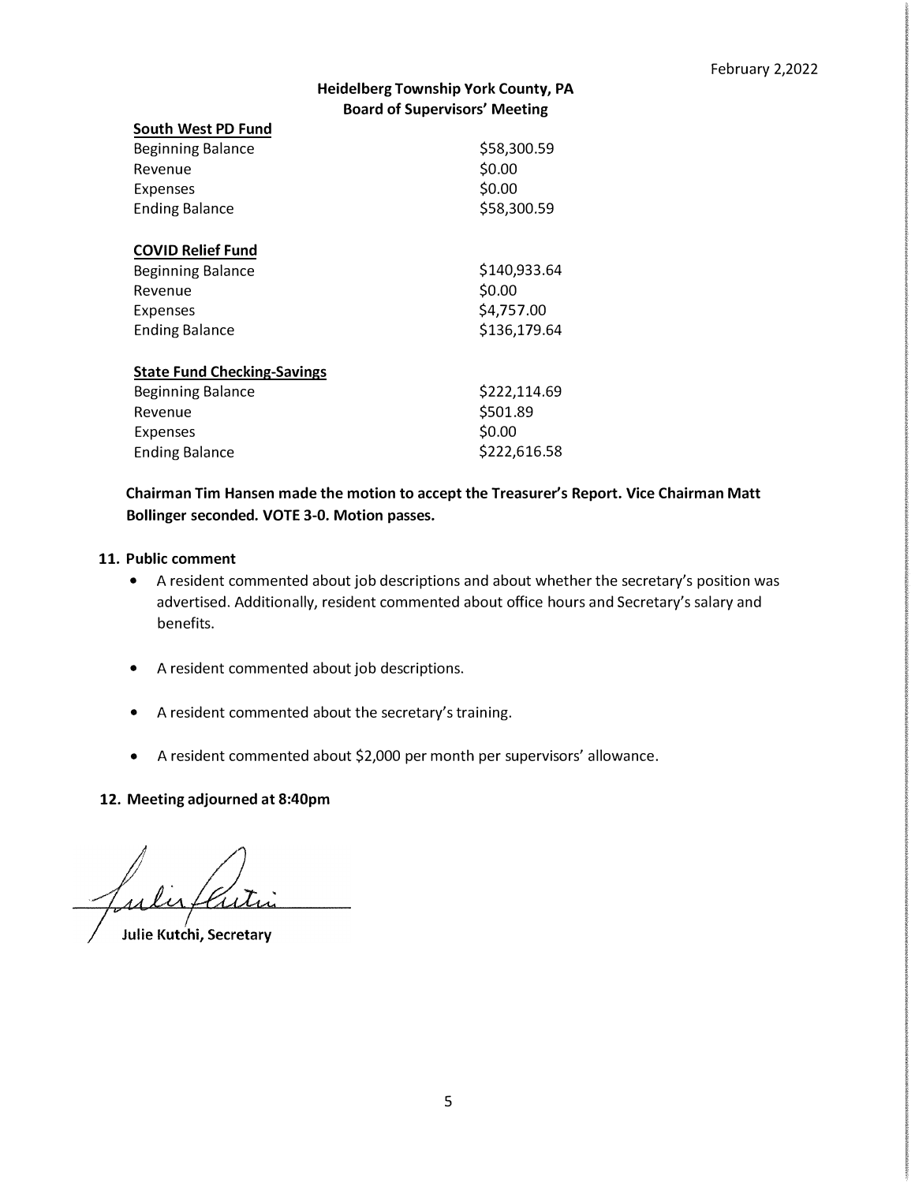February 2,2022

**Heidelberg Township York County, PA**
**Board of Supervisors' Meeting**

**South West PD Fund**

| | |
|---|---|
| Beginning Balance | $58,300.59 |
| Revenue | $0.00 |
| Expenses | $0.00 |
| Ending Balance | $58,300.59 |

**COVID Relief Fund**

| | |
|---|---|
| Beginning Balance | $140,933.64 |
| Revenue | $0.00 |
| Expenses | $4,757.00 |
| Ending Balance | $136,179.64 |

**State Fund Checking-Savings**

| | |
|---|---|
| Beginning Balance | $222,114.69 |
| Revenue | $501.89 |
| Expenses | $0.00 |
| Ending Balance | $222,616.58 |

**Chairman Tim Hansen made the motion to accept the Treasurer's Report. Vice Chairman Matt Bollinger seconded. VOTE 3-0. Motion passes.**

**11. Public comment**

- A resident commented about job descriptions and about whether the secretary's position was advertised. Additionally, resident commented about office hours and Secretary's salary and benefits.
- A resident commented about job descriptions.
- A resident commented about the secretary's training.
- A resident commented about $2,000 per month per supervisors' allowance.

**12. Meeting adjourned at 8:40pm**

Julie Kutchi

**Julie Kutchi, Secretary**